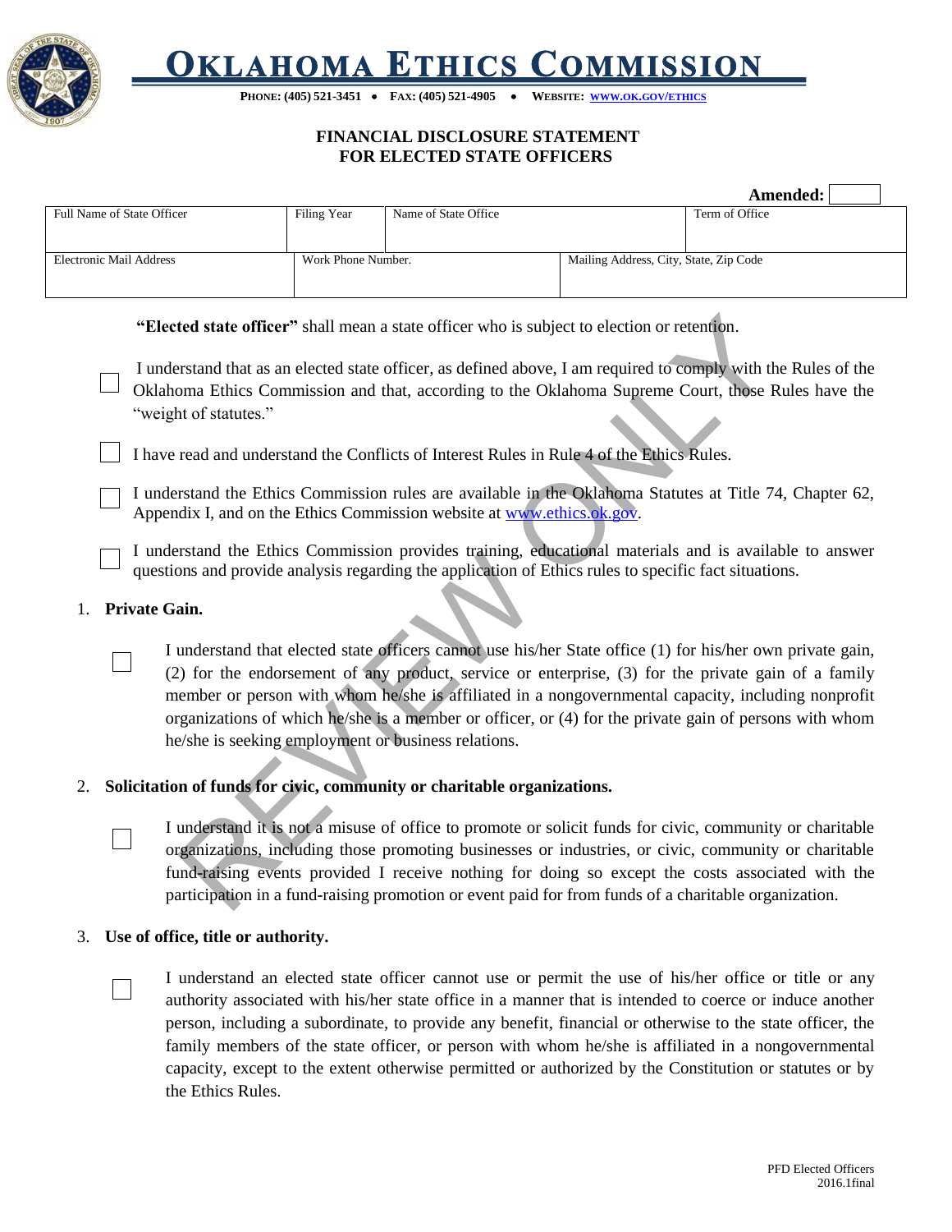# OKLAHOMA ETHICS COMMISSION

**PHONE: (405) 521-3451 • FAX: (405) 521-4905 • WEBSITE: WWW.OK.GOV/ETHICS**

## FINANCIAL DISCLOSURE STATEMENT FOR ELECTED STATE OFFICERS

**Amended:** ☐

| Full Name of State Officer | Filing Year | Name of State Office | Term of Office |
|---|---|---|---|
| | | | |

| Electronic Mail Address | Work Phone Number. | Mailing Address, City, State, Zip Code |
|---|---|---|
| | | |

**"Elected state officer"** shall mean a state officer who is subject to election or retention.

☐ I understand that as an elected state officer, as defined above, I am required to comply with the Rules of the Oklahoma Ethics Commission and that, according to the Oklahoma Supreme Court, those Rules have the "weight of statutes."

☐ I have read and understand the Conflicts of Interest Rules in Rule 4 of the Ethics Rules.

☐ I understand the Ethics Commission rules are available in the Oklahoma Statutes at Title 74, Chapter 62, Appendix I, and on the Ethics Commission website at www.ethics.ok.gov.

☐ I understand the Ethics Commission provides training, educational materials and is available to answer questions and provide analysis regarding the application of Ethics rules to specific fact situations.

1. **Private Gain.**

   ☐ I understand that elected state officers cannot use his/her State office (1) for his/her own private gain, (2) for the endorsement of any product, service or enterprise, (3) for the private gain of a family member or person with whom he/she is affiliated in a nongovernmental capacity, including nonprofit organizations of which he/she is a member or officer, or (4) for the private gain of persons with whom he/she is seeking employment or business relations.

2. **Solicitation of funds for civic, community or charitable organizations.**

   ☐ I understand it is not a misuse of office to promote or solicit funds for civic, community or charitable organizations, including those promoting businesses or industries, or civic, community or charitable fund-raising events provided I receive nothing for doing so except the costs associated with the participation in a fund-raising promotion or event paid for from funds of a charitable organization.

3. **Use of office, title or authority.**

   ☐ I understand an elected state officer cannot use or permit the use of his/her office or title or any authority associated with his/her state office in a manner that is intended to coerce or induce another person, including a subordinate, to provide any benefit, financial or otherwise to the state officer, the family members of the state officer, or person with whom he/she is affiliated in a nongovernmental capacity, except to the extent otherwise permitted or authorized by the Constitution or statutes or by the Ethics Rules.

PFD Elected Officers 2016.1final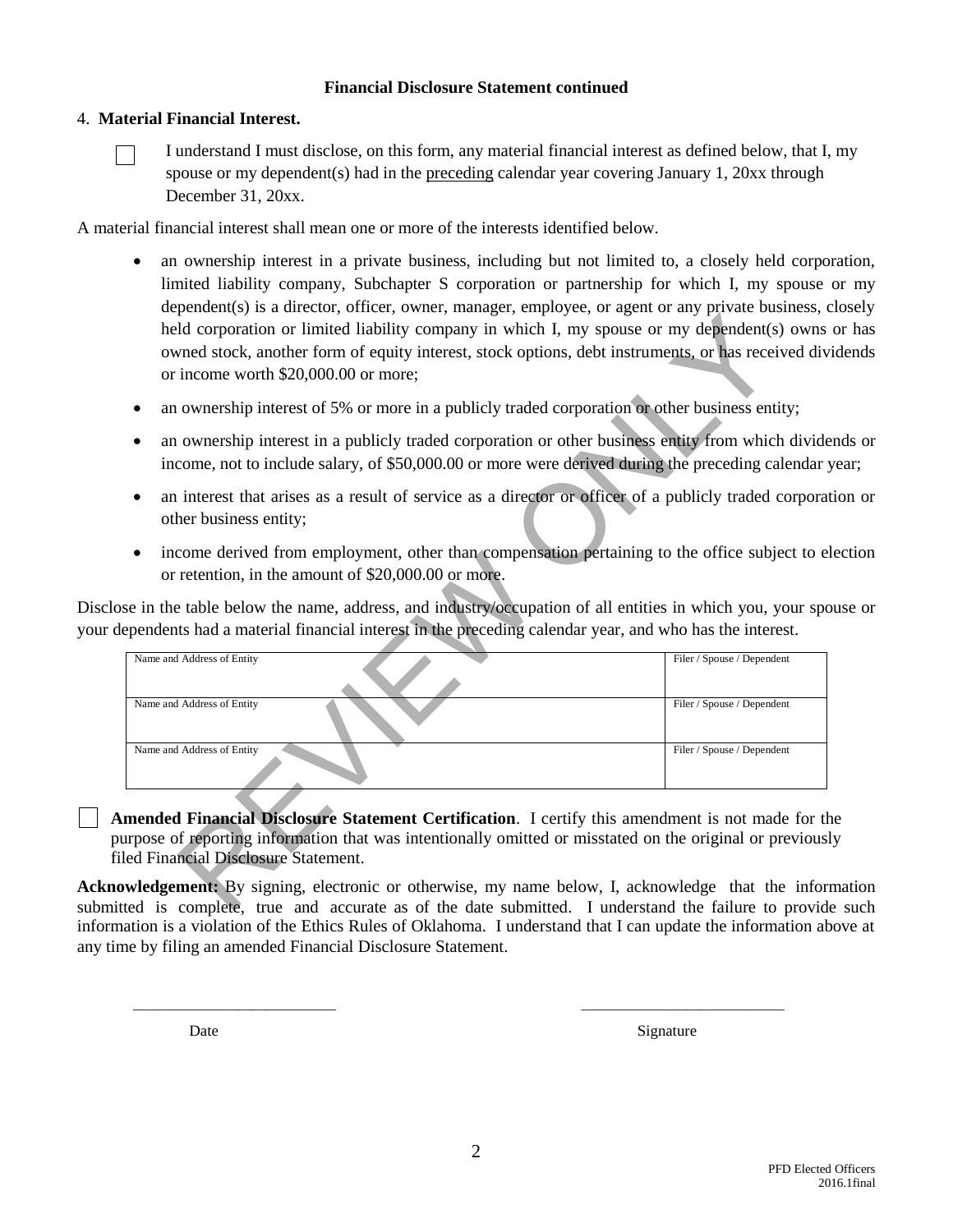**Financial Disclosure Statement continued**

4. **Material Financial Interest.**

☐ I understand I must disclose, on this form, any material financial interest as defined below, that I, my spouse or my dependent(s) had in the preceding calendar year covering January 1, 20xx through December 31, 20xx.

A material financial interest shall mean one or more of the interests identified below.

- an ownership interest in a private business, including but not limited to, a closely held corporation, limited liability company, Subchapter S corporation or partnership for which I, my spouse or my dependent(s) is a director, officer, owner, manager, employee, or agent or any private business, closely held corporation or limited liability company in which I, my spouse or my dependent(s) owns or has owned stock, another form of equity interest, stock options, debt instruments, or has received dividends or income worth $20,000.00 or more;
- an ownership interest of 5% or more in a publicly traded corporation or other business entity;
- an ownership interest in a publicly traded corporation or other business entity from which dividends or income, not to include salary, of $50,000.00 or more were derived during the preceding calendar year;
- an interest that arises as a result of service as a director or officer of a publicly traded corporation or other business entity;
- income derived from employment, other than compensation pertaining to the office subject to election or retention, in the amount of $20,000.00 or more.

Disclose in the table below the name, address, and industry/occupation of all entities in which you, your spouse or your dependents had a material financial interest in the preceding calendar year, and who has the interest.

| | |
|---|---|
| Name and Address of Entity | Filer / Spouse / Dependent |
| Name and Address of Entity | Filer / Spouse / Dependent |
| Name and Address of Entity | Filer / Spouse / Dependent |

☐ **Amended Financial Disclosure Statement Certification**. I certify this amendment is not made for the purpose of reporting information that was intentionally omitted or misstated on the original or previously filed Financial Disclosure Statement.

**Acknowledgement:** By signing, electronic or otherwise, my name below, I, acknowledge that the information submitted is complete, true and accurate as of the date submitted. I understand the failure to provide such information is a violation of the Ethics Rules of Oklahoma. I understand that I can update the information above at any time by filing an amended Financial Disclosure Statement.

\_\_\_\_\_\_\_\_\_\_\_\_\_\_\_\_\_\_\_\_\_\_\_\_\_\_ Date

\_\_\_\_\_\_\_\_\_\_\_\_\_\_\_\_\_\_\_\_\_\_\_\_\_\_ Signature

REVIEW ONLY